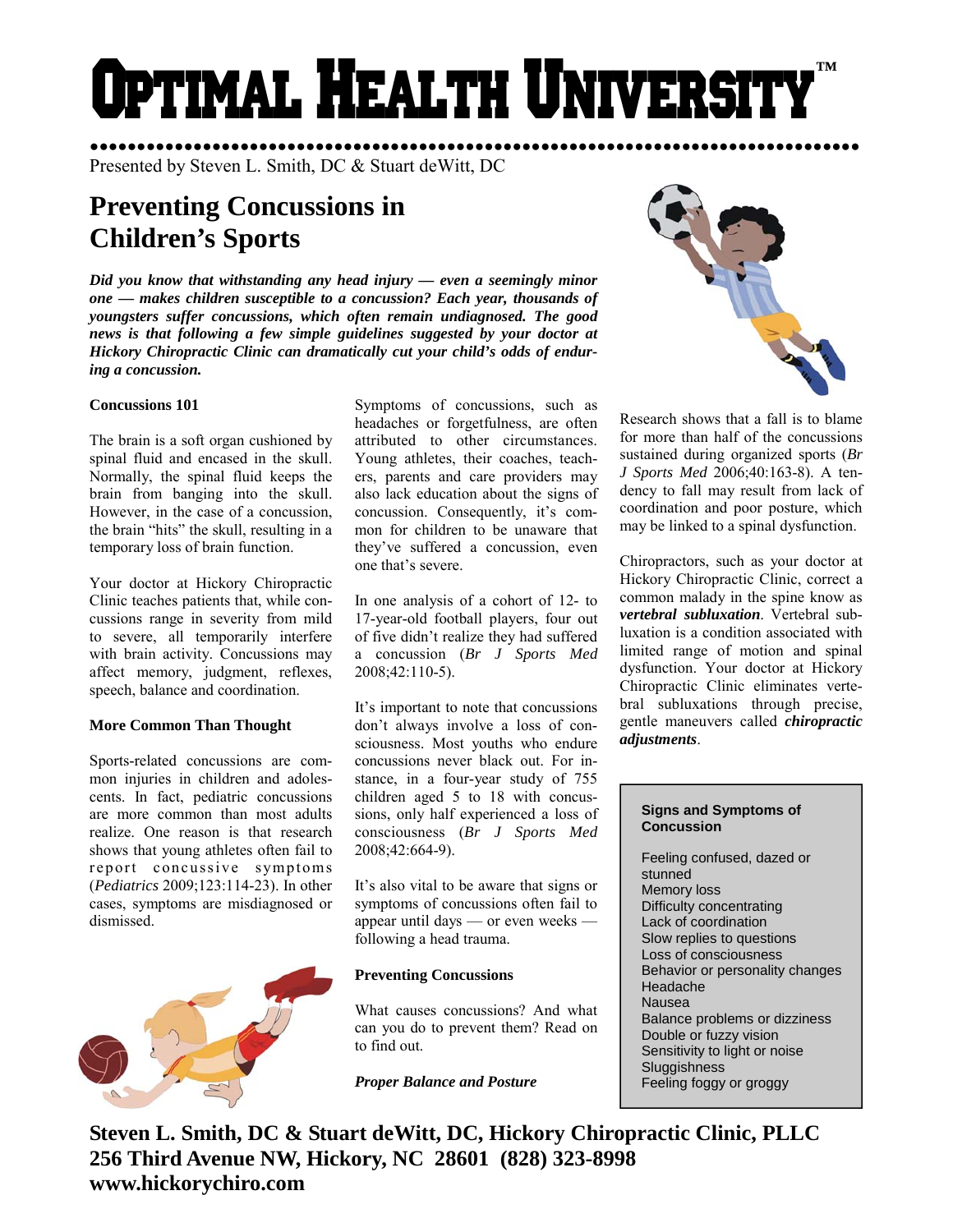# Optimal Health University™

Presented by Steven L. Smith, DC & Stuart deWitt, DC

## Preventing Concussions in Children's Sports

***Did you know that withstanding any head injury — even a seemingly minor one — makes children susceptible to a concussion? Each year, thousands of youngsters suffer concussions, which often remain undiagnosed. The good news is that following a few simple guidelines suggested by your doctor at Hickory Chiropractic Clinic can dramatically cut your child's odds of enduring a concussion.***

### Concussions 101

The brain is a soft organ cushioned by spinal fluid and encased in the skull. Normally, the spinal fluid keeps the brain from banging into the skull. However, in the case of a concussion, the brain "hits" the skull, resulting in a temporary loss of brain function.

Your doctor at Hickory Chiropractic Clinic teaches patients that, while concussions range in severity from mild to severe, all temporarily interfere with brain activity. Concussions may affect memory, judgment, reflexes, speech, balance and coordination.

### More Common Than Thought

Sports-related concussions are common injuries in children and adolescents. In fact, pediatric concussions are more common than most adults realize. One reason is that research shows that young athletes often fail to report concussive symptoms (*Pediatrics* 2009;123:114-23). In other cases, symptoms are misdiagnosed or dismissed.

Symptoms of concussions, such as headaches or forgetfulness, are often attributed to other circumstances. Young athletes, their coaches, teachers, parents and care providers may also lack education about the signs of concussion. Consequently, it's common for children to be unaware that they've suffered a concussion, even one that's severe.

In one analysis of a cohort of 12- to 17-year-old football players, four out of five didn't realize they had suffered a concussion (*Br J Sports Med* 2008;42:110-5).

It's important to note that concussions don't always involve a loss of consciousness. Most youths who endure concussions never black out. For instance, in a four-year study of 755 children aged 5 to 18 with concussions, only half experienced a loss of consciousness (*Br J Sports Med* 2008;42:664-9).

It's also vital to be aware that signs or symptoms of concussions often fail to appear until days — or even weeks — following a head trauma.

### Preventing Concussions

What causes concussions? And what can you do to prevent them? Read on to find out.

#### *Proper Balance and Posture*

Research shows that a fall is to blame for more than half of the concussions sustained during organized sports (*Br J Sports Med* 2006;40:163-8). A tendency to fall may result from lack of coordination and poor posture, which may be linked to a spinal dysfunction.

Chiropractors, such as your doctor at Hickory Chiropractic Clinic, correct a common malady in the spine know as ***vertebral subluxation***. Vertebral subluxation is a condition associated with limited range of motion and spinal dysfunction. Your doctor at Hickory Chiropractic Clinic eliminates vertebral subluxations through precise, gentle maneuvers called ***chiropractic adjustments***.

**Signs and Symptoms of Concussion**

- Feeling confused, dazed or stunned
- Memory loss
- Difficulty concentrating
- Lack of coordination
- Slow replies to questions
- Loss of consciousness
- Behavior or personality changes
- Headache
- Nausea
- Balance problems or dizziness
- Double or fuzzy vision
- Sensitivity to light or noise
- Sluggishness
- Feeling foggy or groggy

**Steven L. Smith, DC & Stuart deWitt, DC, Hickory Chiropractic Clinic, PLLC**
**256 Third Avenue NW, Hickory, NC 28601 (828) 323-8998**
**www.hickorychiro.com**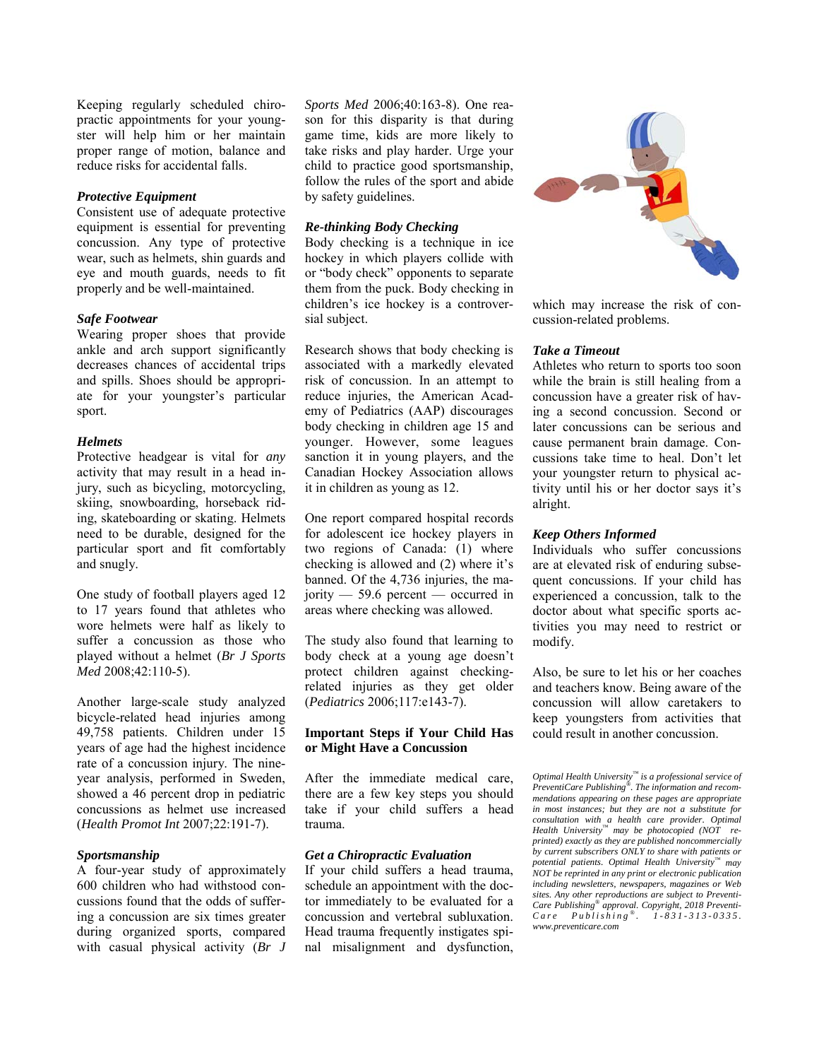Keeping regularly scheduled chiropractic appointments for your youngster will help him or her maintain proper range of motion, balance and reduce risks for accidental falls.

***Protective Equipment***

Consistent use of adequate protective equipment is essential for preventing concussion. Any type of protective wear, such as helmets, shin guards and eye and mouth guards, needs to fit properly and be well-maintained.

***Safe Footwear***

Wearing proper shoes that provide ankle and arch support significantly decreases chances of accidental trips and spills. Shoes should be appropriate for your youngster's particular sport.

***Helmets***

Protective headgear is vital for *any* activity that may result in a head injury, such as bicycling, motorcycling, skiing, snowboarding, horseback riding, skateboarding or skating. Helmets need to be durable, designed for the particular sport and fit comfortably and snugly.

One study of football players aged 12 to 17 years found that athletes who wore helmets were half as likely to suffer a concussion as those who played without a helmet (*Br J Sports Med* 2008;42:110-5).

Another large-scale study analyzed bicycle-related head injuries among 49,758 patients. Children under 15 years of age had the highest incidence rate of a concussion injury. The nine-year analysis, performed in Sweden, showed a 46 percent drop in pediatric concussions as helmet use increased (*Health Promot Int* 2007;22:191-7).

***Sportsmanship***

A four-year study of approximately 600 children who had withstood concussions found that the odds of suffering a concussion are six times greater during organized sports, compared with casual physical activity (*Br J Sports Med* 2006;40:163-8). One reason for this disparity is that during game time, kids are more likely to take risks and play harder. Urge your child to practice good sportsmanship, follow the rules of the sport and abide by safety guidelines.

***Re-thinking Body Checking***

Body checking is a technique in ice hockey in which players collide with or "body check" opponents to separate them from the puck. Body checking in children's ice hockey is a controversial subject.

Research shows that body checking is associated with a markedly elevated risk of concussion. In an attempt to reduce injuries, the American Academy of Pediatrics (AAP) discourages body checking in children age 15 and younger. However, some leagues sanction it in young players, and the Canadian Hockey Association allows it in children as young as 12.

One report compared hospital records for adolescent ice hockey players in two regions of Canada: (1) where checking is allowed and (2) where it's banned. Of the 4,736 injuries, the majority — 59.6 percent — occurred in areas where checking was allowed.

The study also found that learning to body check at a young age doesn't protect children against checking-related injuries as they get older (*Pediatrics* 2006;117:e143-7).

## Important Steps if Your Child Has or Might Have a Concussion

After the immediate medical care, there are a few key steps you should take if your child suffers a head trauma.

***Get a Chiropractic Evaluation***

If your child suffers a head trauma, schedule an appointment with the doctor immediately to be evaluated for a concussion and vertebral subluxation. Head trauma frequently instigates spinal misalignment and dysfunction, which may increase the risk of concussion-related problems.

***Take a Timeout***

Athletes who return to sports too soon while the brain is still healing from a concussion have a greater risk of having a second concussion. Second or later concussions can be serious and cause permanent brain damage. Concussions take time to heal. Don't let your youngster return to physical activity until his or her doctor says it's alright.

***Keep Others Informed***

Individuals who suffer concussions are at elevated risk of enduring subsequent concussions. If your child has experienced a concussion, talk to the doctor about what specific sports activities you may need to restrict or modify.

Also, be sure to let his or her coaches and teachers know. Being aware of the concussion will allow caretakers to keep youngsters from activities that could result in another concussion.

*Optimal Health University™ is a professional service of PreventiCare Publishing®. The information and recommendations appearing on these pages are appropriate in most instances; but they are not a substitute for consultation with a health care provider. Optimal Health University™ may be photocopied (NOT reprinted) exactly as they are published noncommercially by current subscribers ONLY to share with patients or potential patients. Optimal Health University™ may NOT be reprinted in any print or electronic publication including newsletters, newspapers, magazines or Web sites. Any other reproductions are subject to PreventiCare Publishing® approval. Copyright, 2018 PreventiCare Publishing®. 1-831-313-0335. www.preventicare.com*